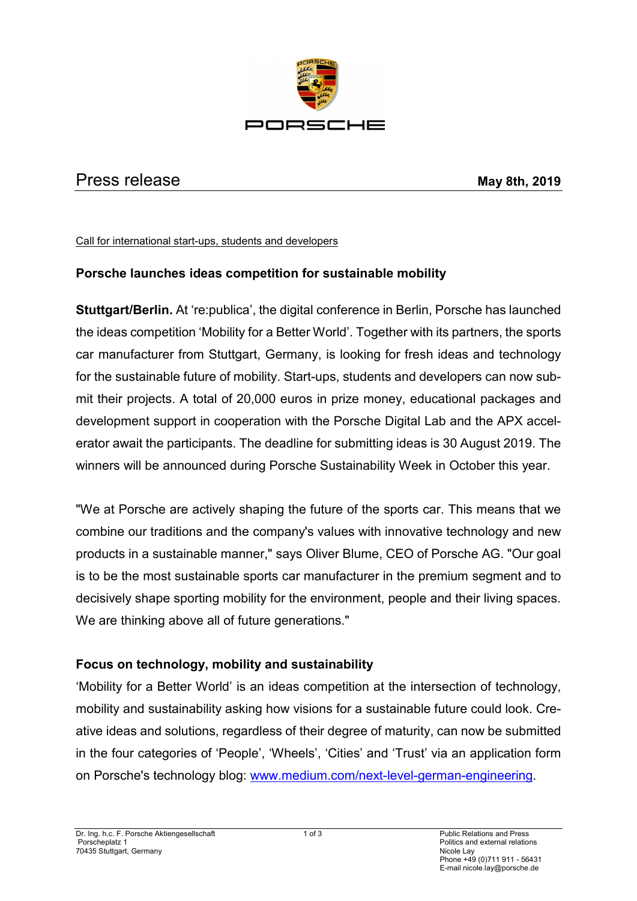# Press release

**May 8th, 2019**

Call for international start-ups, students and developers

## Porsche launches ideas competition for sustainable mobility

**Stuttgart/Berlin.** At 're:publica', the digital conference in Berlin, Porsche has launched the ideas competition 'Mobility for a Better World'. Together with its partners, the sports car manufacturer from Stuttgart, Germany, is looking for fresh ideas and technology for the sustainable future of mobility. Start-ups, students and developers can now submit their projects. A total of 20,000 euros in prize money, educational packages and development support in cooperation with the Porsche Digital Lab and the APX accelerator await the participants. The deadline for submitting ideas is 30 August 2019. The winners will be announced during Porsche Sustainability Week in October this year.

"We at Porsche are actively shaping the future of the sports car. This means that we combine our traditions and the company's values with innovative technology and new products in a sustainable manner," says Oliver Blume, CEO of Porsche AG. "Our goal is to be the most sustainable sports car manufacturer in the premium segment and to decisively shape sporting mobility for the environment, people and their living spaces. We are thinking above all of future generations."

### Focus on technology, mobility and sustainability

'Mobility for a Better World' is an ideas competition at the intersection of technology, mobility and sustainability asking how visions for a sustainable future could look. Creative ideas and solutions, regardless of their degree of maturity, can now be submitted in the four categories of 'People', 'Wheels', 'Cities' and 'Trust' via an application form on Porsche's technology blog: [www.medium.com/next-level-german-engineering](www.medium.com/next-level-german-engineering).

Dr. Ing. h.c. F. Porsche Aktiengesellschaft
Porscheplatz 1
70435 Stuttgart, Germany

Public Relations and Press
Politics and external relations
Nicole Lay
Phone +49 (0)711 911 - 56431
E-mail nicole.lay@porsche.de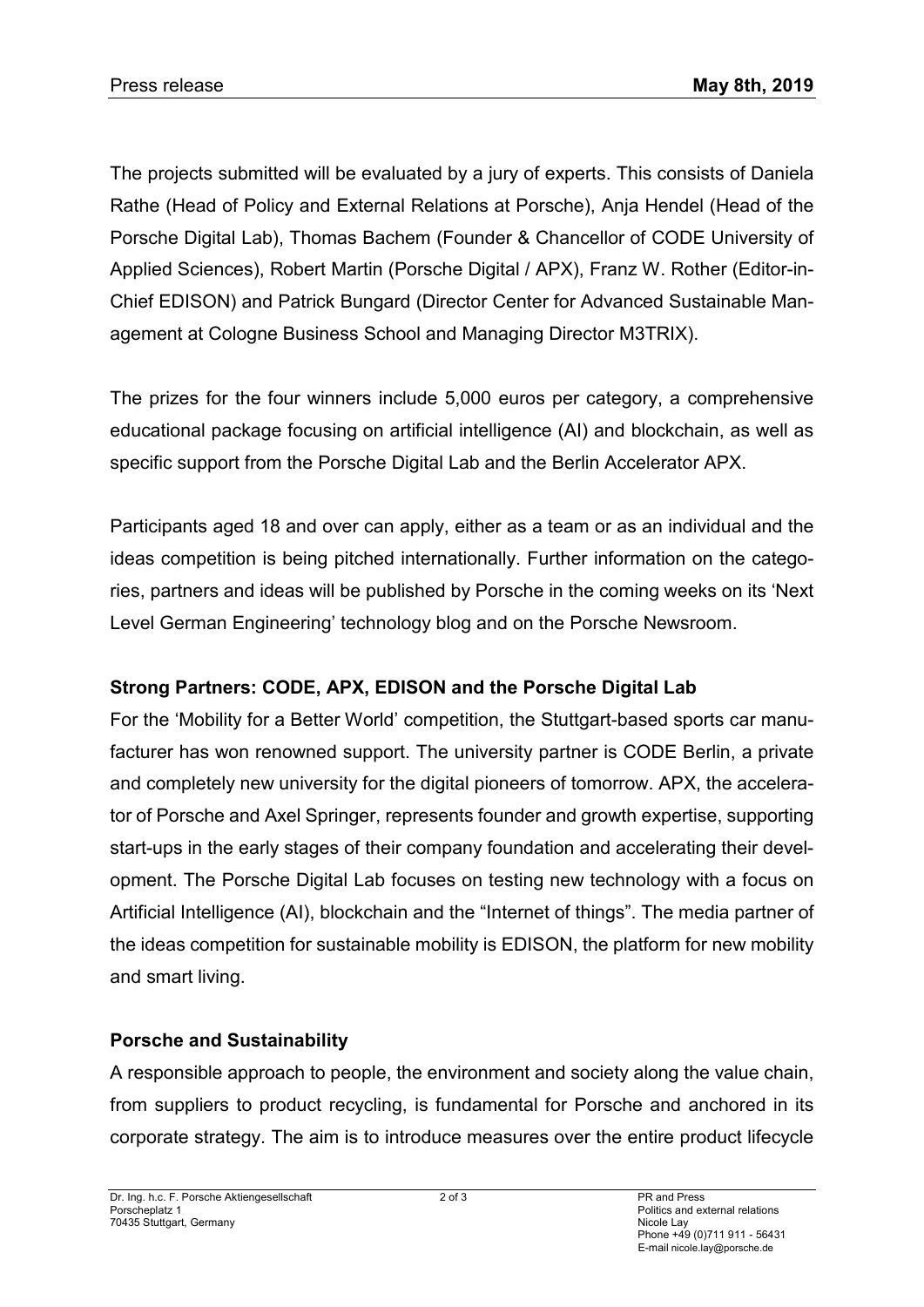The projects submitted will be evaluated by a jury of experts. This consists of Daniela Rathe (Head of Policy and External Relations at Porsche), Anja Hendel (Head of the Porsche Digital Lab), Thomas Bachem (Founder & Chancellor of CODE University of Applied Sciences), Robert Martin (Porsche Digital / APX), Franz W. Rother (Editor-in-Chief EDISON) and Patrick Bungard (Director Center for Advanced Sustainable Management at Cologne Business School and Managing Director M3TRIX).

The prizes for the four winners include 5,000 euros per category, a comprehensive educational package focusing on artificial intelligence (AI) and blockchain, as well as specific support from the Porsche Digital Lab and the Berlin Accelerator APX.

Participants aged 18 and over can apply, either as a team or as an individual and the ideas competition is being pitched internationally. Further information on the categories, partners and ideas will be published by Porsche in the coming weeks on its 'Next Level German Engineering' technology blog and on the Porsche Newsroom.

**Strong Partners: CODE, APX, EDISON and the Porsche Digital Lab**

For the 'Mobility for a Better World' competition, the Stuttgart-based sports car manufacturer has won renowned support. The university partner is CODE Berlin, a private and completely new university for the digital pioneers of tomorrow. APX, the accelerator of Porsche and Axel Springer, represents founder and growth expertise, supporting start-ups in the early stages of their company foundation and accelerating their development. The Porsche Digital Lab focuses on testing new technology with a focus on Artificial Intelligence (AI), blockchain and the "Internet of things". The media partner of the ideas competition for sustainable mobility is EDISON, the platform for new mobility and smart living.

**Porsche and Sustainability**

A responsible approach to people, the environment and society along the value chain, from suppliers to product recycling, is fundamental for Porsche and anchored in its corporate strategy. The aim is to introduce measures over the entire product lifecycle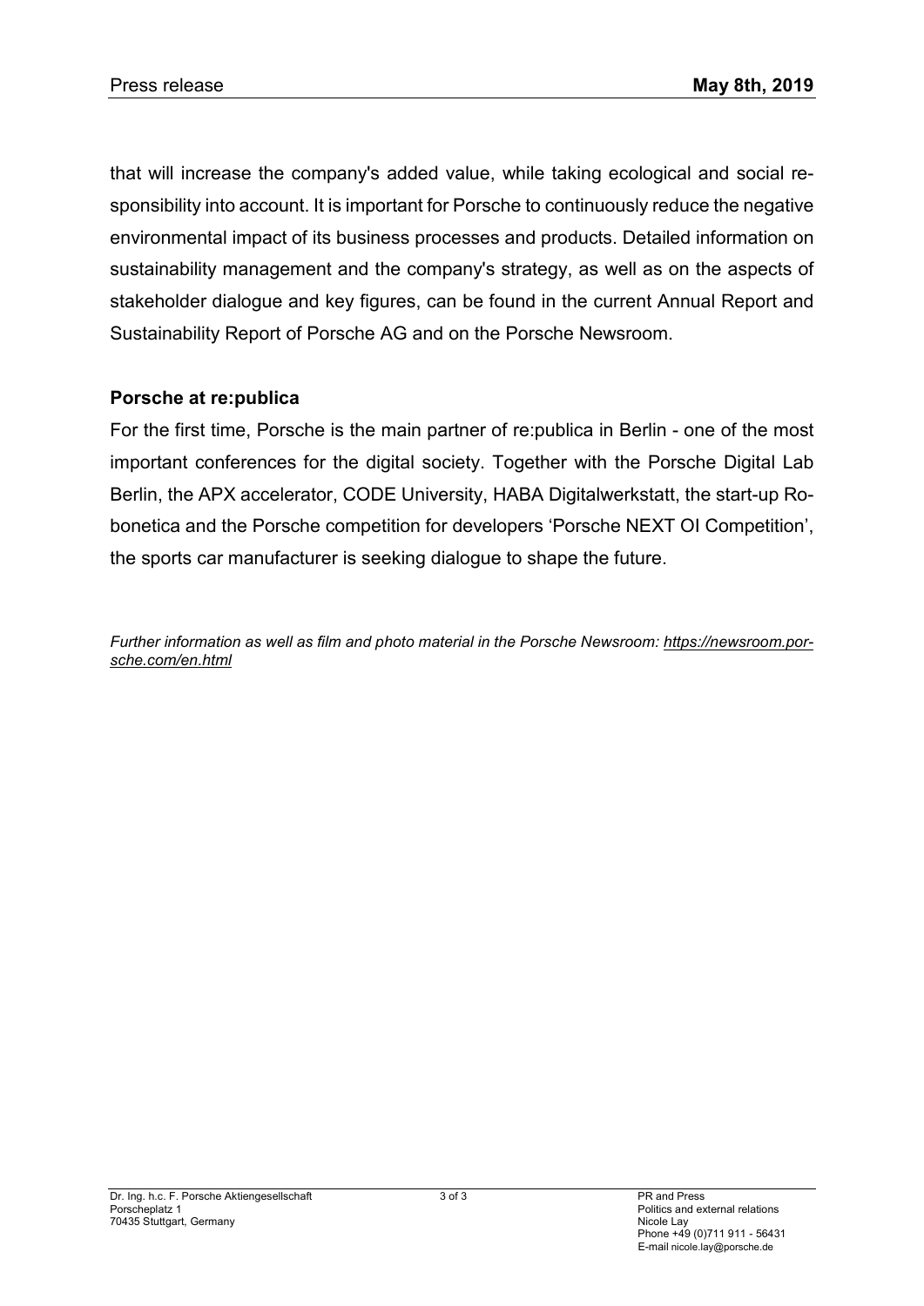that will increase the company's added value, while taking ecological and social responsibility into account. It is important for Porsche to continuously reduce the negative environmental impact of its business processes and products. Detailed information on sustainability management and the company's strategy, as well as on the aspects of stakeholder dialogue and key figures, can be found in the current Annual Report and Sustainability Report of Porsche AG and on the Porsche Newsroom.

**Porsche at re:publica**

For the first time, Porsche is the main partner of re:publica in Berlin - one of the most important conferences for the digital society. Together with the Porsche Digital Lab Berlin, the APX accelerator, CODE University, HABA Digitalwerkstatt, the start-up Robonetica and the Porsche competition for developers 'Porsche NEXT OI Competition', the sports car manufacturer is seeking dialogue to shape the future.

*Further information as well as film and photo material in the Porsche Newsroom: https://newsroom.porsche.com/en.html*